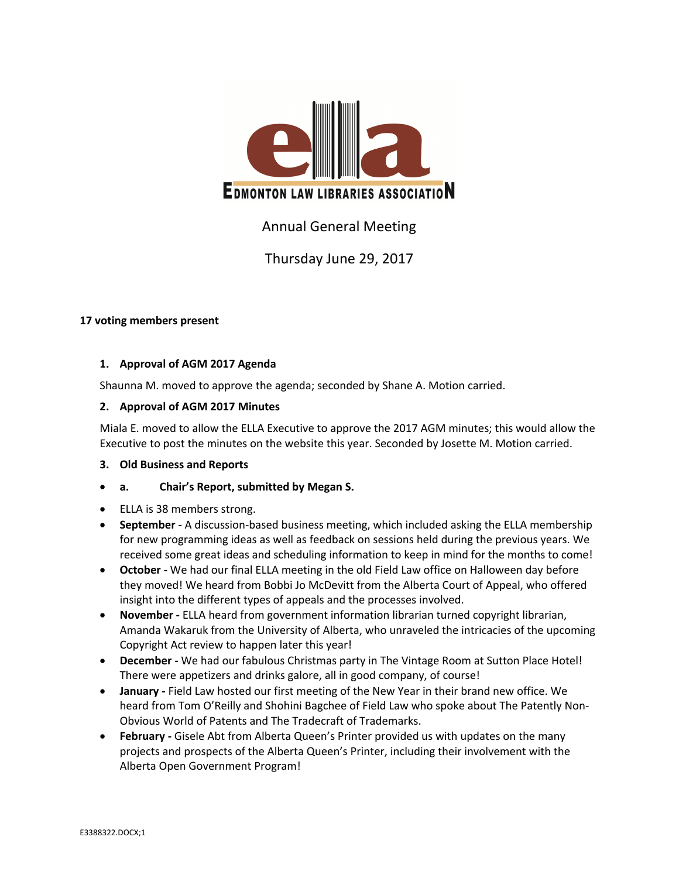EDMONTON LAW LIBRARIES ASSOCIATION

# Annual General Meeting

Thursday June 29, 2017

**17 voting members present**

## 1. Approval of AGM 2017 Agenda

Shaunna M. moved to approve the agenda; seconded by Shane A. Motion carried.

## 2. Approval of AGM 2017 Minutes

Miala E. moved to allow the ELLA Executive to approve the 2017 AGM minutes; this would allow the Executive to post the minutes on the website this year. Seconded by Josette M. Motion carried.

## 3. Old Business and Reports

- **a. Chair's Report, submitted by Megan S.**

- ELLA is 38 members strong.
- **September -** A discussion-based business meeting, which included asking the ELLA membership for new programming ideas as well as feedback on sessions held during the previous years. We received some great ideas and scheduling information to keep in mind for the months to come!
- **October -** We had our final ELLA meeting in the old Field Law office on Halloween day before they moved! We heard from Bobbi Jo McDevitt from the Alberta Court of Appeal, who offered insight into the different types of appeals and the processes involved.
- **November -** ELLA heard from government information librarian turned copyright librarian, Amanda Wakaruk from the University of Alberta, who unraveled the intricacies of the upcoming Copyright Act review to happen later this year!
- **December -** We had our fabulous Christmas party in The Vintage Room at Sutton Place Hotel! There were appetizers and drinks galore, all in good company, of course!
- **January -** Field Law hosted our first meeting of the New Year in their brand new office. We heard from Tom O'Reilly and Shohini Bagchee of Field Law who spoke about The Patently Non-Obvious World of Patents and The Tradecraft of Trademarks.
- **February -** Gisele Abt from Alberta Queen's Printer provided us with updates on the many projects and prospects of the Alberta Queen's Printer, including their involvement with the Alberta Open Government Program!

E3388322.DOCX;1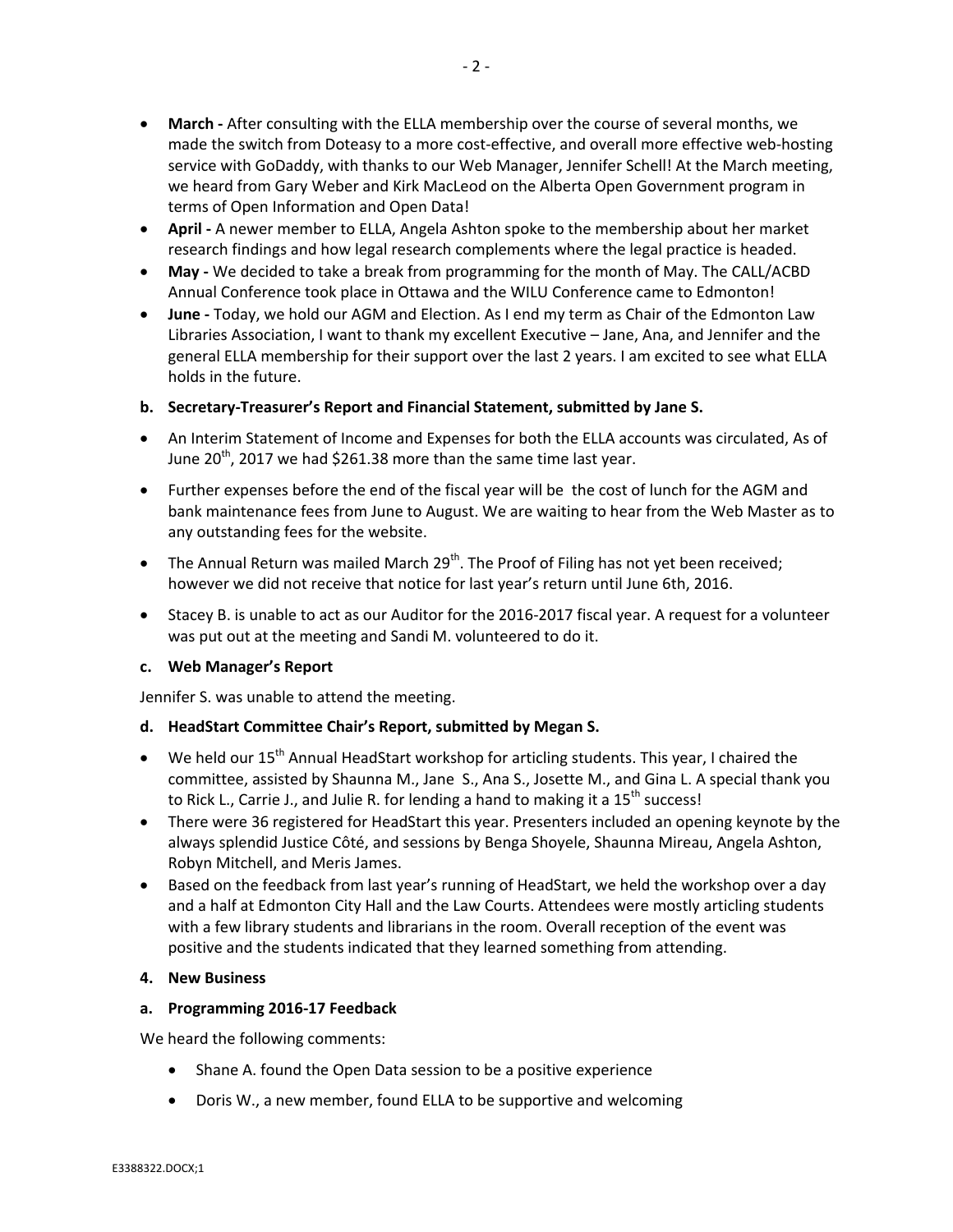- **March -** After consulting with the ELLA membership over the course of several months, we made the switch from Doteasy to a more cost-effective, and overall more effective web-hosting service with GoDaddy, with thanks to our Web Manager, Jennifer Schell! At the March meeting, we heard from Gary Weber and Kirk MacLeod on the Alberta Open Government program in terms of Open Information and Open Data!
- **April -** A newer member to ELLA, Angela Ashton spoke to the membership about her market research findings and how legal research complements where the legal practice is headed.
- **May -** We decided to take a break from programming for the month of May. The CALL/ACBD Annual Conference took place in Ottawa and the WILU Conference came to Edmonton!
- **June -** Today, we hold our AGM and Election. As I end my term as Chair of the Edmonton Law Libraries Association, I want to thank my excellent Executive – Jane, Ana, and Jennifer and the general ELLA membership for their support over the last 2 years. I am excited to see what ELLA holds in the future.

**b. Secretary-Treasurer's Report and Financial Statement, submitted by Jane S.**

- An Interim Statement of Income and Expenses for both the ELLA accounts was circulated, As of June 20th, 2017 we had $261.38 more than the same time last year.
- Further expenses before the end of the fiscal year will be the cost of lunch for the AGM and bank maintenance fees from June to August. We are waiting to hear from the Web Master as to any outstanding fees for the website.
- The Annual Return was mailed March 29th. The Proof of Filing has not yet been received; however we did not receive that notice for last year's return until June 6th, 2016.
- Stacey B. is unable to act as our Auditor for the 2016-2017 fiscal year. A request for a volunteer was put out at the meeting and Sandi M. volunteered to do it.

**c. Web Manager's Report**

Jennifer S. was unable to attend the meeting.

**d. HeadStart Committee Chair's Report, submitted by Megan S.**

- We held our 15th Annual HeadStart workshop for articling students. This year, I chaired the committee, assisted by Shaunna M., Jane S., Ana S., Josette M., and Gina L. A special thank you to Rick L., Carrie J., and Julie R. for lending a hand to making it a 15th success!
- There were 36 registered for HeadStart this year. Presenters included an opening keynote by the always splendid Justice Côté, and sessions by Benga Shoyele, Shaunna Mireau, Angela Ashton, Robyn Mitchell, and Meris James.
- Based on the feedback from last year's running of HeadStart, we held the workshop over a day and a half at Edmonton City Hall and the Law Courts. Attendees were mostly articling students with a few library students and librarians in the room. Overall reception of the event was positive and the students indicated that they learned something from attending.

**4. New Business**

**a. Programming 2016-17 Feedback**

We heard the following comments:

- Shane A. found the Open Data session to be a positive experience
- Doris W., a new member, found ELLA to be supportive and welcoming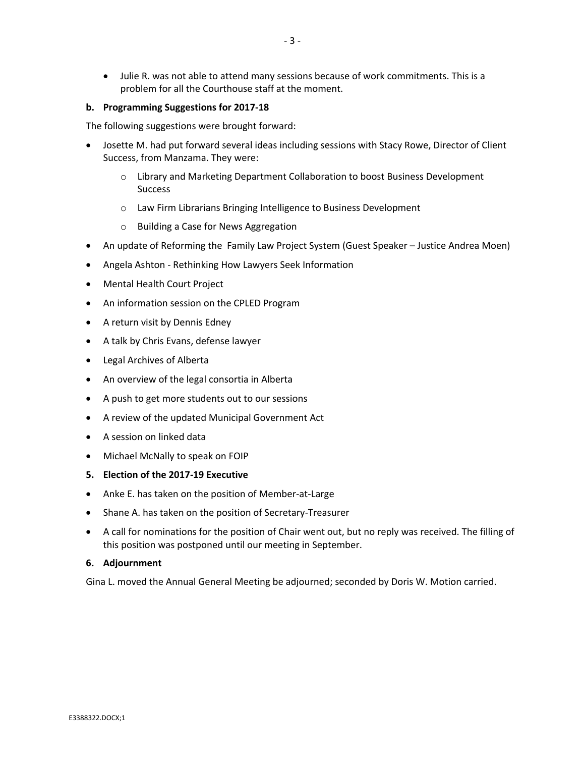- Julie R. was not able to attend many sessions because of work commitments. This is a problem for all the Courthouse staff at the moment.

**b. Programming Suggestions for 2017-18**

The following suggestions were brought forward:

- Josette M. had put forward several ideas including sessions with Stacy Rowe, Director of Client Success, from Manzama. They were:
  - Library and Marketing Department Collaboration to boost Business Development Success
  - Law Firm Librarians Bringing Intelligence to Business Development
  - Building a Case for News Aggregation
- An update of Reforming the Family Law Project System (Guest Speaker – Justice Andrea Moen)
- Angela Ashton - Rethinking How Lawyers Seek Information
- Mental Health Court Project
- An information session on the CPLED Program
- A return visit by Dennis Edney
- A talk by Chris Evans, defense lawyer
- Legal Archives of Alberta
- An overview of the legal consortia in Alberta
- A push to get more students out to our sessions
- A review of the updated Municipal Government Act
- A session on linked data
- Michael McNally to speak on FOIP

**5. Election of the 2017-19 Executive**

- Anke E. has taken on the position of Member-at-Large
- Shane A. has taken on the position of Secretary-Treasurer
- A call for nominations for the position of Chair went out, but no reply was received. The filling of this position was postponed until our meeting in September.

**6. Adjournment**

Gina L. moved the Annual General Meeting be adjourned; seconded by Doris W. Motion carried.

E3388322.DOCX;1